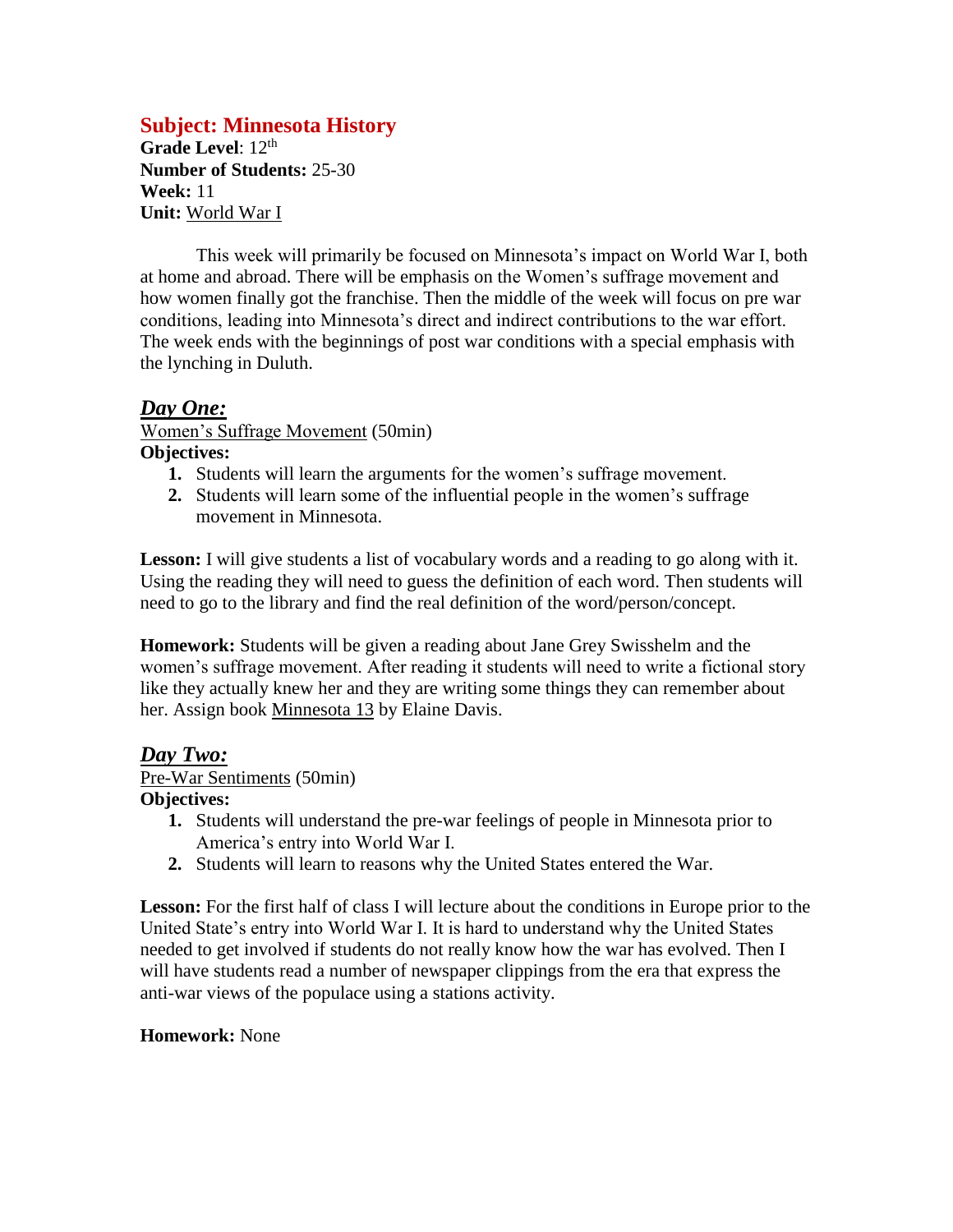# Subject: Minnesota History

**Grade Level**: 12th
**Number of Students:** 25-30
**Week:** 11
**Unit:** World War I

This week will primarily be focused on Minnesota's impact on World War I, both at home and abroad. There will be emphasis on the Women's suffrage movement and how women finally got the franchise. Then the middle of the week will focus on pre war conditions, leading into Minnesota's direct and indirect contributions to the war effort. The week ends with the beginnings of post war conditions with a special emphasis with the lynching in Duluth.

## *Day One:*

Women's Suffrage Movement (50min)

**Objectives:**

1. Students will learn the arguments for the women's suffrage movement.
2. Students will learn some of the influential people in the women's suffrage movement in Minnesota.

**Lesson:** I will give students a list of vocabulary words and a reading to go along with it. Using the reading they will need to guess the definition of each word. Then students will need to go to the library and find the real definition of the word/person/concept.

**Homework:** Students will be given a reading about Jane Grey Swisshelm and the women's suffrage movement. After reading it students will need to write a fictional story like they actually knew her and they are writing some things they can remember about her. Assign book Minnesota 13 by Elaine Davis.

## *Day Two:*

Pre-War Sentiments (50min)

**Objectives:**

1. Students will understand the pre-war feelings of people in Minnesota prior to America's entry into World War I.
2. Students will learn to reasons why the United States entered the War.

**Lesson:** For the first half of class I will lecture about the conditions in Europe prior to the United State's entry into World War I. It is hard to understand why the United States needed to get involved if students do not really know how the war has evolved. Then I will have students read a number of newspaper clippings from the era that express the anti-war views of the populace using a stations activity.

**Homework:** None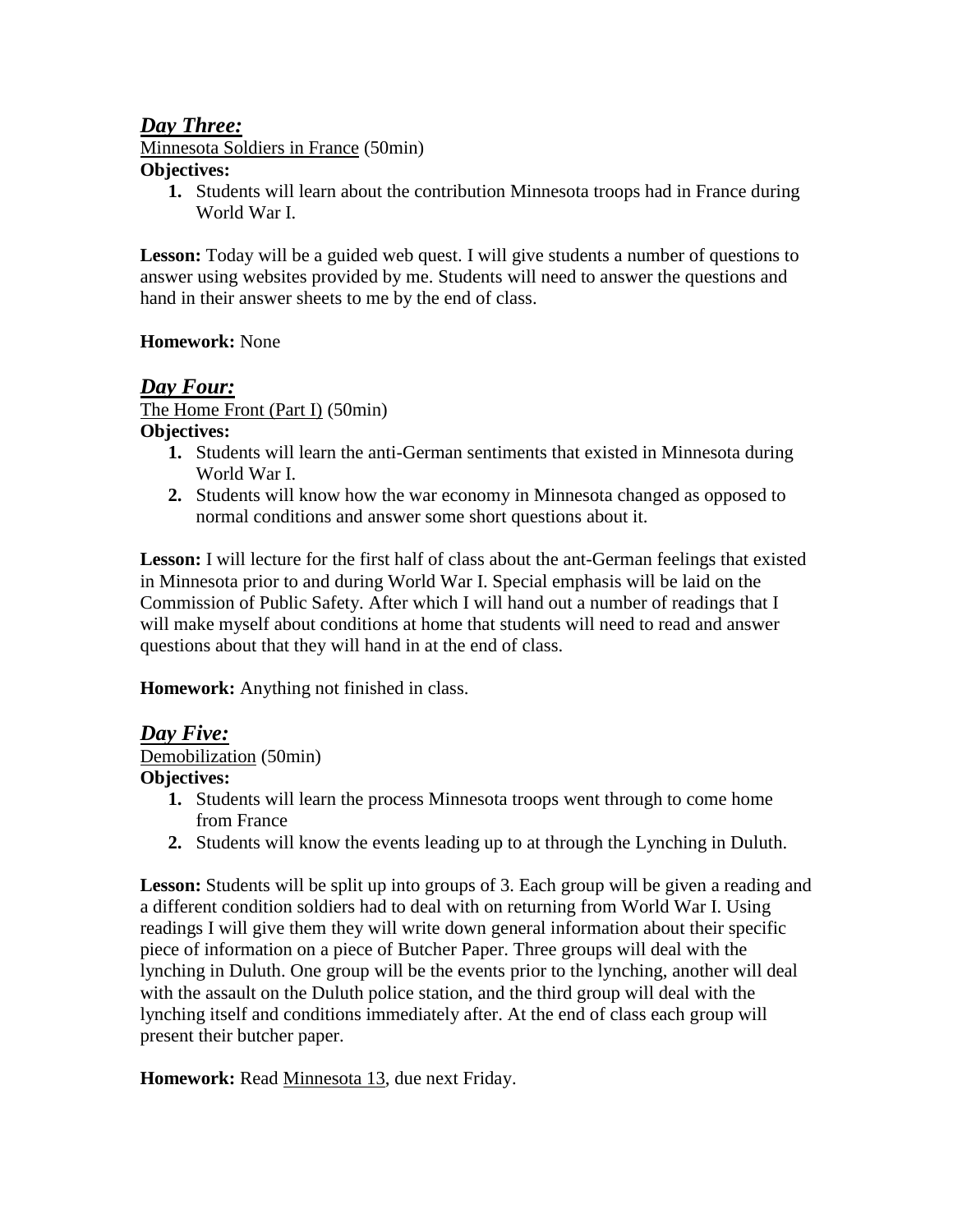## ***Day Three:***

Minnesota Soldiers in France (50min)

**Objectives:**

1. Students will learn about the contribution Minnesota troops had in France during World War I.

**Lesson:** Today will be a guided web quest. I will give students a number of questions to answer using websites provided by me. Students will need to answer the questions and hand in their answer sheets to me by the end of class.

**Homework:** None

## ***Day Four:***

The Home Front (Part I) (50min)

**Objectives:**

1. Students will learn the anti-German sentiments that existed in Minnesota during World War I.
2. Students will know how the war economy in Minnesota changed as opposed to normal conditions and answer some short questions about it.

**Lesson:** I will lecture for the first half of class about the ant-German feelings that existed in Minnesota prior to and during World War I. Special emphasis will be laid on the Commission of Public Safety. After which I will hand out a number of readings that I will make myself about conditions at home that students will need to read and answer questions about that they will hand in at the end of class.

**Homework:** Anything not finished in class.

## ***Day Five:***

Demobilization (50min)

**Objectives:**

1. Students will learn the process Minnesota troops went through to come home from France
2. Students will know the events leading up to at through the Lynching in Duluth.

**Lesson:** Students will be split up into groups of 3. Each group will be given a reading and a different condition soldiers had to deal with on returning from World War I. Using readings I will give them they will write down general information about their specific piece of information on a piece of Butcher Paper. Three groups will deal with the lynching in Duluth. One group will be the events prior to the lynching, another will deal with the assault on the Duluth police station, and the third group will deal with the lynching itself and conditions immediately after. At the end of class each group will present their butcher paper.

**Homework:** Read Minnesota 13, due next Friday.